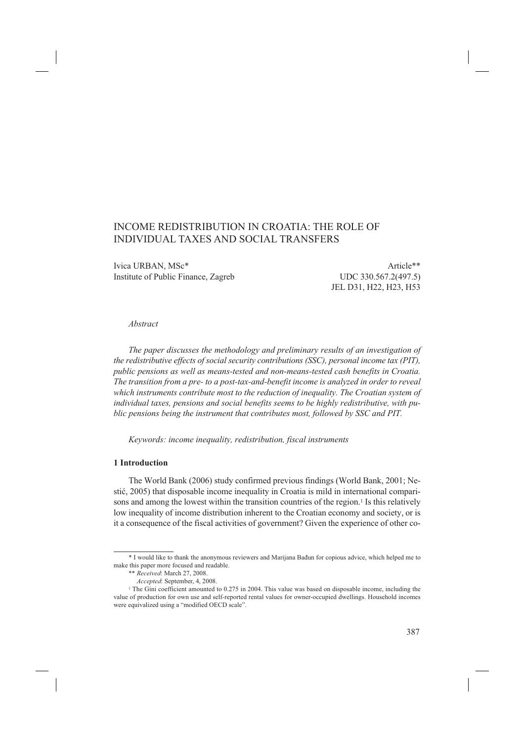# INCOME REDISTRIBUTION IN CROATIA: THE ROLE OF INDIVIDUAL TAXES AND SOCIAL TRANSFERS

Ivica URBAN, MSc*
Institute of Public Finance, Zagreb

Article**
UDC 330.567.2(497.5)
JEL D31, H22, H23, H53

*Abstract*

*The paper discusses the methodology and preliminary results of an investigation of the redistributive effects of social security contributions (SSC), personal income tax (PIT), public pensions as well as means-tested and non-means-tested cash benefits in Croatia. The transition from a pre- to a post-tax-and-benefit income is analyzed in order to reveal which instruments contribute most to the reduction of inequality. The Croatian system of individual taxes, pensions and social benefits seems to be highly redistributive, with public pensions being the instrument that contributes most, followed by SSC and PIT.*

*Keywords: income inequality, redistribution, fiscal instruments*

## 1 Introduction

The World Bank (2006) study confirmed previous findings (World Bank, 2001; Nestić, 2005) that disposable income inequality in Croatia is mild in international comparisons and among the lowest within the transition countries of the region.[1] Is this relatively low inequality of income distribution inherent to the Croatian economy and society, or is it a consequence of the fiscal activities of government? Given the experience of other co-

---

* I would like to thank the anonymous reviewers and Marijana Bađun for copious advice, which helped me to make this paper more focused and readable.

** *Received*: March 27, 2008.
*Accepted*: September, 4, 2008.

[1] The Gini coefficient amounted to 0.275 in 2004. This value was based on disposable income, including the value of production for own use and self-reported rental values for owner-occupied dwellings. Household incomes were equivalized using a "modified OECD scale".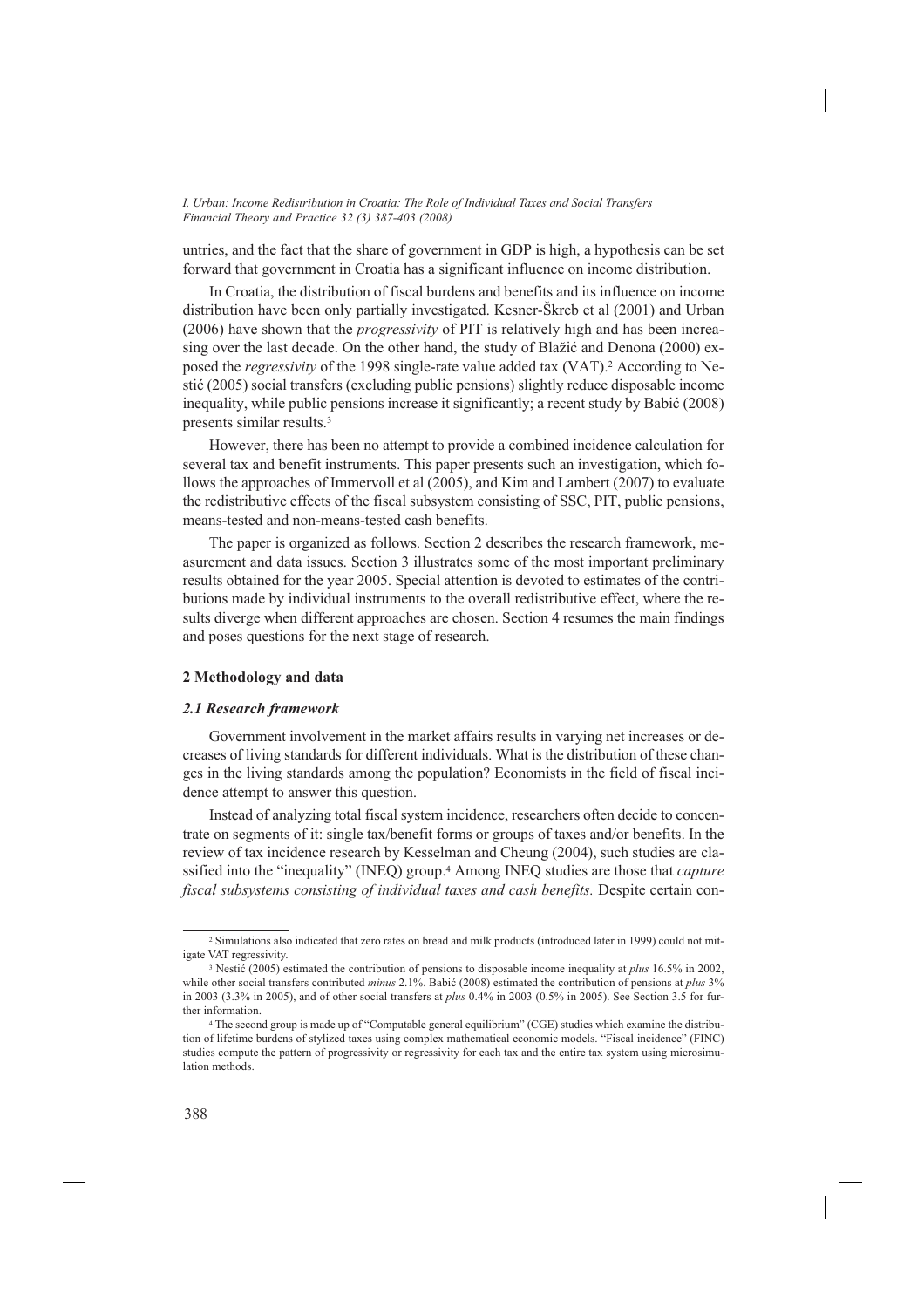untries, and the fact that the share of government in GDP is high, a hypothesis can be set forward that government in Croatia has a significant influence on income distribution.

In Croatia, the distribution of fiscal burdens and benefits and its influence on income distribution have been only partially investigated. Kesner-Škreb et al (2001) and Urban (2006) have shown that the *progressivity* of PIT is relatively high and has been increasing over the last decade. On the other hand, the study of Blažić and Denona (2000) exposed the *regressivity* of the 1998 single-rate value added tax (VAT).[2] According to Nestić (2005) social transfers (excluding public pensions) slightly reduce disposable income inequality, while public pensions increase it significantly; a recent study by Babić (2008) presents similar results.[3]

However, there has been no attempt to provide a combined incidence calculation for several tax and benefit instruments. This paper presents such an investigation, which follows the approaches of Immervoll et al (2005), and Kim and Lambert (2007) to evaluate the redistributive effects of the fiscal subsystem consisting of SSC, PIT, public pensions, means-tested and non-means-tested cash benefits.

The paper is organized as follows. Section 2 describes the research framework, measurement and data issues. Section 3 illustrates some of the most important preliminary results obtained for the year 2005. Special attention is devoted to estimates of the contributions made by individual instruments to the overall redistributive effect, where the results diverge when different approaches are chosen. Section 4 resumes the main findings and poses questions for the next stage of research.

## 2 Methodology and data

### *2.1 Research framework*

Government involvement in the market affairs results in varying net increases or decreases of living standards for different individuals. What is the distribution of these changes in the living standards among the population? Economists in the field of fiscal incidence attempt to answer this question.

Instead of analyzing total fiscal system incidence, researchers often decide to concentrate on segments of it: single tax/benefit forms or groups of taxes and/or benefits. In the review of tax incidence research by Kesselman and Cheung (2004), such studies are classified into the "inequality" (INEQ) group.[4] Among INEQ studies are those that *capture fiscal subsystems consisting of individual taxes and cash benefits.* Despite certain con-

---

[2] Simulations also indicated that zero rates on bread and milk products (introduced later in 1999) could not mitigate VAT regressivity.

[3] Nestić (2005) estimated the contribution of pensions to disposable income inequality at *plus* 16.5% in 2002, while other social transfers contributed *minus* 2.1%. Babić (2008) estimated the contribution of pensions at *plus* 3% in 2003 (3.3% in 2005), and of other social transfers at *plus* 0.4% in 2003 (0.5% in 2005). See Section 3.5 for further information.

[4] The second group is made up of "Computable general equilibrium" (CGE) studies which examine the distribution of lifetime burdens of stylized taxes using complex mathematical economic models. "Fiscal incidence" (FINC) studies compute the pattern of progressivity or regressivity for each tax and the entire tax system using microsimulation methods.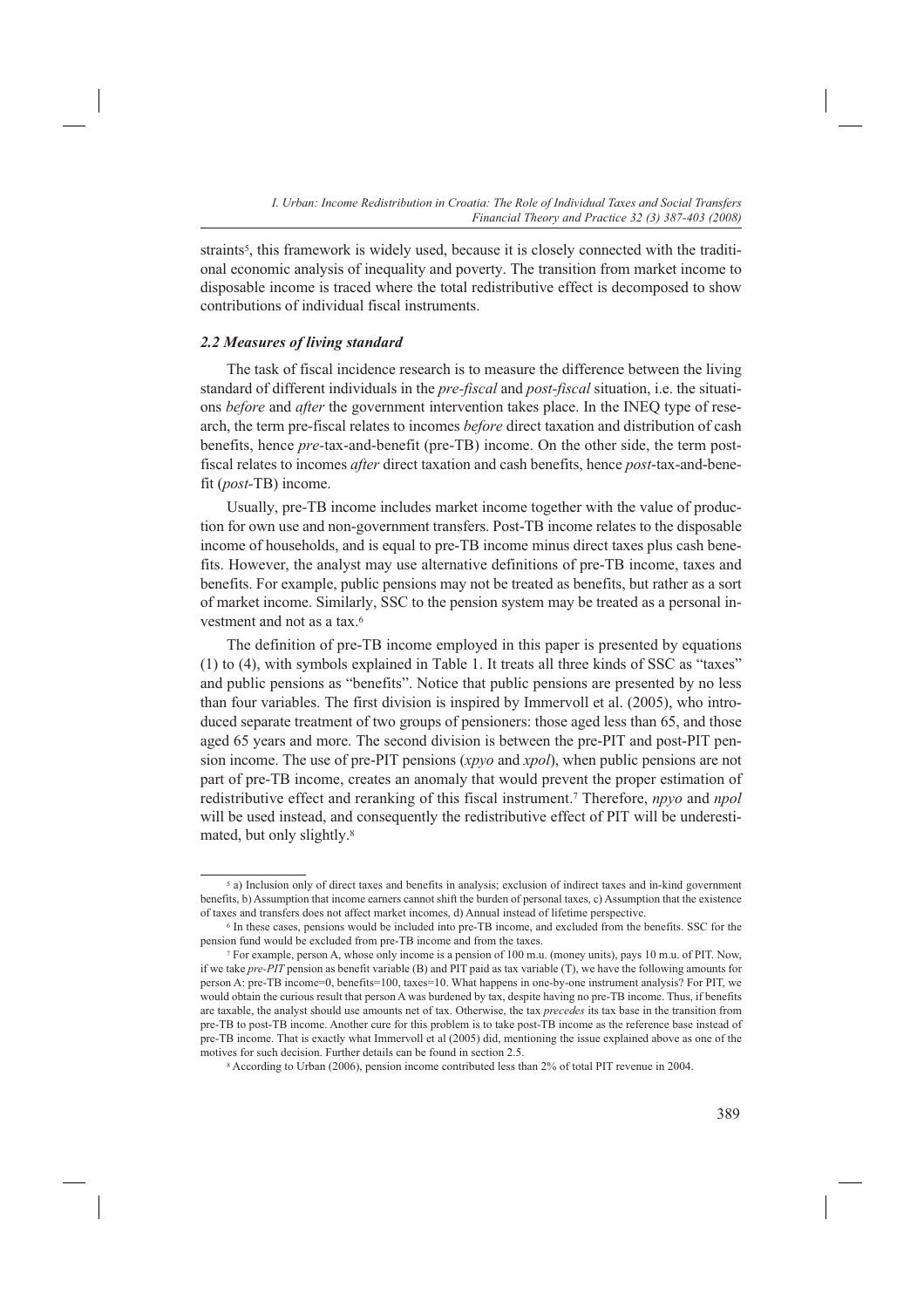straints[5], this framework is widely used, because it is closely connected with the traditional economic analysis of inequality and poverty. The transition from market income to disposable income is traced where the total redistributive effect is decomposed to show contributions of individual fiscal instruments.

### *2.2 Measures of living standard*

The task of fiscal incidence research is to measure the difference between the living standard of different individuals in the *pre-fiscal* and *post-fiscal* situation, i.e. the situations *before* and *after* the government intervention takes place. In the INEQ type of research, the term pre-fiscal relates to incomes *before* direct taxation and distribution of cash benefits, hence *pre*-tax-and-benefit (pre-TB) income. On the other side, the term post-fiscal relates to incomes *after* direct taxation and cash benefits, hence *post*-tax-and-benefit (*post*-TB) income.

Usually, pre-TB income includes market income together with the value of production for own use and non-government transfers. Post-TB income relates to the disposable income of households, and is equal to pre-TB income minus direct taxes plus cash benefits. However, the analyst may use alternative definitions of pre-TB income, taxes and benefits. For example, public pensions may not be treated as benefits, but rather as a sort of market income. Similarly, SSC to the pension system may be treated as a personal investment and not as a tax.[6]

The definition of pre-TB income employed in this paper is presented by equations (1) to (4), with symbols explained in Table 1. It treats all three kinds of SSC as "taxes" and public pensions as "benefits". Notice that public pensions are presented by no less than four variables. The first division is inspired by Immervoll et al. (2005), who introduced separate treatment of two groups of pensioners: those aged less than 65, and those aged 65 years and more. The second division is between the pre-PIT and post-PIT pension income. The use of pre-PIT pensions (*xpyo* and *xpol*), when public pensions are not part of pre-TB income, creates an anomaly that would prevent the proper estimation of redistributive effect and reranking of this fiscal instrument.[7] Therefore, *npyo* and *npol* will be used instead, and consequently the redistributive effect of PIT will be underestimated, but only slightly.[8]

---

[5] a) Inclusion only of direct taxes and benefits in analysis; exclusion of indirect taxes and in-kind government benefits, b) Assumption that income earners cannot shift the burden of personal taxes, c) Assumption that the existence of taxes and transfers does not affect market incomes, d) Annual instead of lifetime perspective.

[6] In these cases, pensions would be included into pre-TB income, and excluded from the benefits. SSC for the pension fund would be excluded from pre-TB income and from the taxes.

[7] For example, person A, whose only income is a pension of 100 m.u. (money units), pays 10 m.u. of PIT. Now, if we take *pre-PIT* pension as benefit variable (B) and PIT paid as tax variable (T), we have the following amounts for person A: pre-TB income=0, benefits=100, taxes=10. What happens in one-by-one instrument analysis? For PIT, we would obtain the curious result that person A was burdened by tax, despite having no pre-TB income. Thus, if benefits are taxable, the analyst should use amounts net of tax. Otherwise, the tax *precedes* its tax base in the transition from pre-TB to post-TB income. Another cure for this problem is to take post-TB income as the reference base instead of pre-TB income. That is exactly what Immervoll et al (2005) did, mentioning the issue explained above as one of the motives for such decision. Further details can be found in section 2.5.

[8] According to Urban (2006), pension income contributed less than 2% of total PIT revenue in 2004.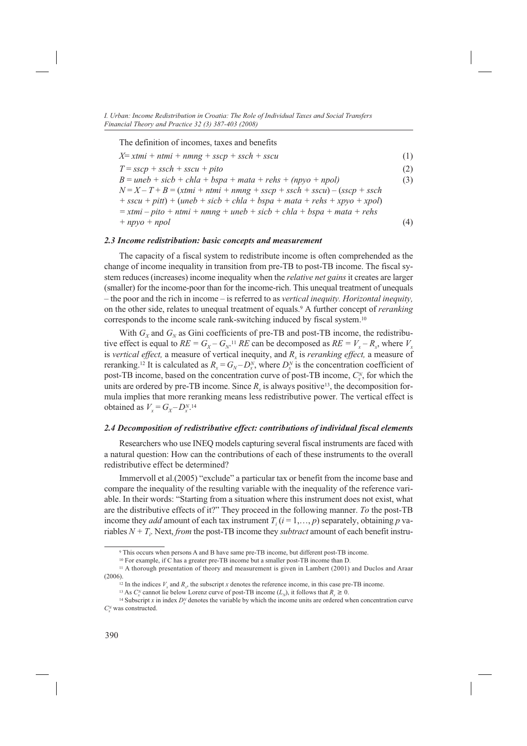The definition of incomes, taxes and benefits

$$X = xtmi + ntmi + nmng + sscp + ssch + sscu \tag{1}$$

$$T = sscp + ssch + sscu + pito \tag{2}$$

$$B = uneb + sicb + chla + bspa + mata + rehs + (npyo + npol) \tag{3}$$

$$\begin{aligned} N = X - T + B &= (xtmi + ntmi + nmng + sscp + ssch + sscu) - (sscp + ssch \\ &+ sscu + pitt) + (uneb + sicb + chla + bspa + mata + rehs + xpyo + xpol) \\ &= xtmi - pito + ntmi + nmng + uneb + sicb + chla + bspa + mata + rehs \\ &+ npyo + npol \end{aligned} \tag{4}$$

### *2.3 Income redistribution: basic concepts and measurement*

The capacity of a fiscal system to redistribute income is often comprehended as the change of income inequality in transition from pre-TB to post-TB income. The fiscal system reduces (increases) income inequality when the *relative net gains* it creates are larger (smaller) for the income-poor than for the income-rich. This unequal treatment of unequals – the poor and the rich in income – is referred to as *vertical inequity. Horizontal inequity,* on the other side, relates to unequal treatment of equals.[9] A further concept of *reranking* corresponds to the income scale rank-switching induced by fiscal system.[10]

With $G_X$ and $G_N$ as Gini coefficients of pre-TB and post-TB income, the redistributive effect is equal to $RE = G_X - G_N$.[11] $RE$ can be decomposed as $RE = V_x - R_x$, where $V_x$ is *vertical effect,* a measure of vertical inequity, and $R_x$ is *reranking effect,* a measure of reranking.[12] It is calculated as $R_x = G_N - D_x^N$, where $D_x^N$ is the concentration coefficient of post-TB income, based on the concentration curve of post-TB income, $C_x^N$, for which the units are ordered by pre-TB income. Since $R_x$ is always positive[13], the decomposition formula implies that more reranking means less redistributive power. The vertical effect is obtained as $V_x = G_X - D_x^N$.[14]

### *2.4 Decomposition of redistributive effect: contributions of individual fiscal elements*

Researchers who use INEQ models capturing several fiscal instruments are faced with a natural question: How can the contributions of each of these instruments to the overall redistributive effect be determined?

Immervoll et al.(2005) "exclude" a particular tax or benefit from the income base and compare the inequality of the resulting variable with the inequality of the reference variable. In their words: "Starting from a situation where this instrument does not exist, what are the distributive effects of it?" They proceed in the following manner. *To* the post-TB income they *add* amount of each tax instrument $T_i$ ($i = 1,\ldots, p$) separately, obtaining $p$ variables $N + T_i$. Next, *from* the post-TB income they *subtract* amount of each benefit instru-

---

[9] This occurs when persons A and B have same pre-TB income, but different post-TB income.

[10] For example, if C has a greater pre-TB income but a smaller post-TB income than D.

[11] A thorough presentation of theory and measurement is given in Lambert (2001) and Duclos and Araar (2006).

[12] In the indices $V_x$ and $R_x$, the subscript $x$ denotes the reference income, in this case pre-TB income.

[13] As $C_x^N$ cannot lie below Lorenz curve of post-TB income ($L_N$), it follows that $R_x \geq 0$.

[14] Subscript $x$ in index $D_x^N$ denotes the variable by which the income units are ordered when concentration curve $C_x^N$ was constructed.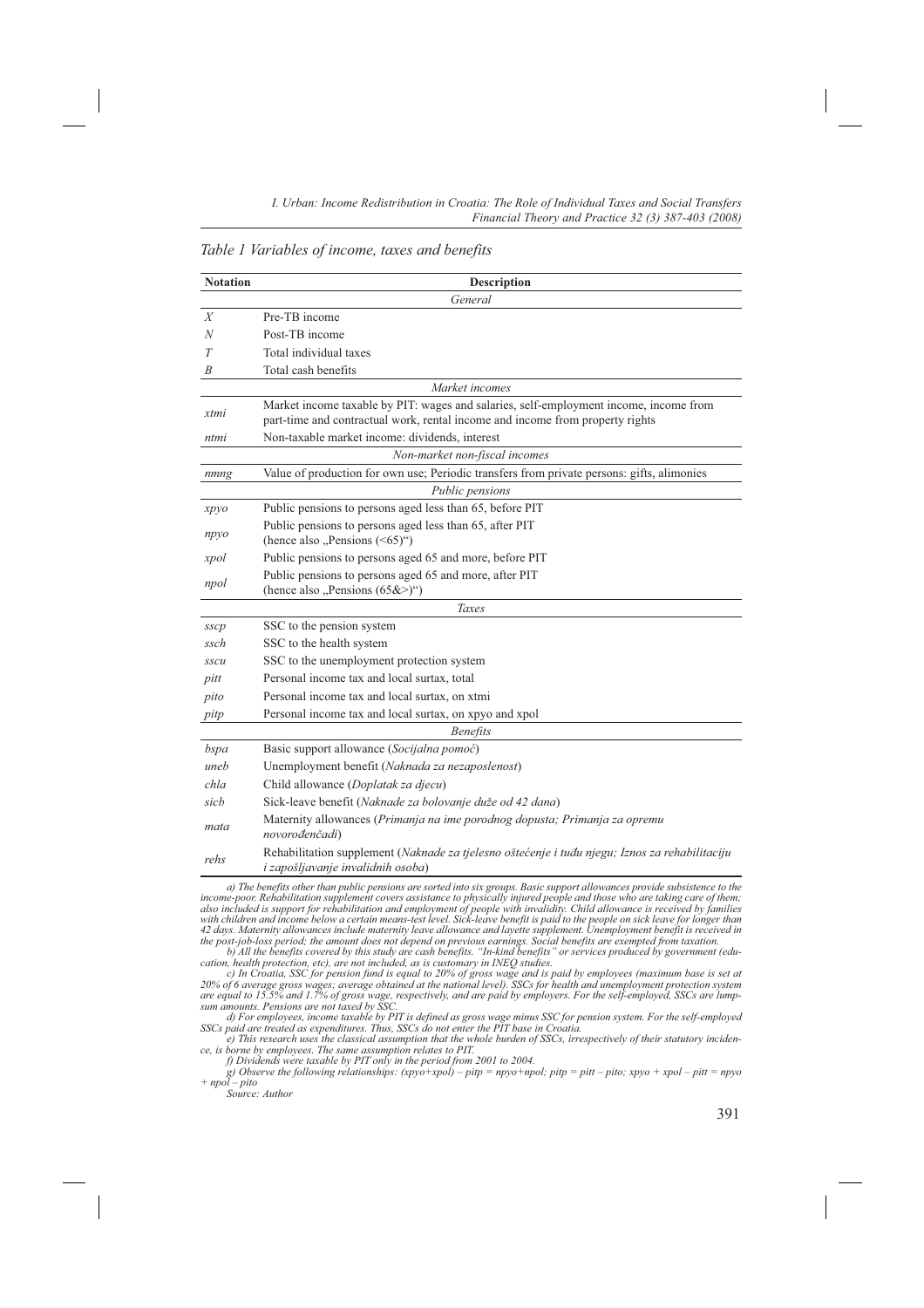*Table 1 Variables of income, taxes and benefits*

| Notation | Description |
|---|---|
| | *General* |
| *X* | Pre-TB income |
| *N* | Post-TB income |
| *T* | Total individual taxes |
| *B* | Total cash benefits |
| | *Market incomes* |
| *xtmi* | Market income taxable by PIT: wages and salaries, self-employment income, income from part-time and contractual work, rental income and income from property rights |
| *ntmi* | Non-taxable market income: dividends, interest |
| | *Non-market non-fiscal incomes* |
| *nmng* | Value of production for own use; Periodic transfers from private persons: gifts, alimonies |
| | *Public pensions* |
| *xpyo* | Public pensions to persons aged less than 65, before PIT |
| *npyo* | Public pensions to persons aged less than 65, after PIT (hence also „Pensions (<65)") |
| *xpol* | Public pensions to persons aged 65 and more, before PIT |
| *npol* | Public pensions to persons aged 65 and more, after PIT (hence also „Pensions (65&>)") |
| | *Taxes* |
| *sscp* | SSC to the pension system |
| *ssch* | SSC to the health system |
| *sscu* | SSC to the unemployment protection system |
| *pitt* | Personal income tax and local surtax, total |
| *pito* | Personal income tax and local surtax, on xtmi |
| *pitp* | Personal income tax and local surtax, on xpyo and xpol |
| | *Benefits* |
| *bspa* | Basic support allowance (*Socijalna pomoć*) |
| *uneb* | Unemployment benefit (*Naknada za nezaposlenost*) |
| *chla* | Child allowance (*Doplatak za djecu*) |
| *sicb* | Sick-leave benefit (*Naknade za bolovanje duže od 42 dana*) |
| *mata* | Maternity allowances (*Primanja na ime porodnog dopusta; Primanja za opremu novorođenčadi*) |
| *rehs* | Rehabilitation supplement (*Naknade za tjelesno oštećenje i tuđu njegu; Iznos za rehabilitaciju i zapošljavanje invalidnih osoba*) |

*a) The benefits other than public pensions are sorted into six groups. Basic support allowances provide subsistence to the income-poor. Rehabilitation supplement covers assistance to physically injured people and those who are taking care of them; also included is support for rehabilitation and employment of people with invalidity. Child allowance is received by families with children and income below a certain means-test level. Sick-leave benefit is paid to the people on sick leave for longer than 42 days. Maternity allowances include maternity leave allowance and layette supplement. Unemployment benefit is received in the post-job-loss period; the amount does not depend on previous earnings. Social benefits are exempted from taxation.*

*b) All the benefits covered by this study are cash benefits. "In-kind benefits" or services produced by government (education, health protection, etc), are not included, as is customary in INEQ studies.*

*c) In Croatia, SSC for pension fund is equal to 20% of gross wage and is paid by employees (maximum base is set at 20% of 6 average gross wages; average obtained at the national level). SSCs for health and unemployment protection system are equal to 15.5% and 1.7% of gross wage, respectively, and are paid by employers. For the self-employed, SSCs are lump-sum amounts. Pensions are not taxed by SSC.*

*d) For employees, income taxable by PIT is defined as gross wage minus SSC for pension system. For the self-employed SSCs paid are treated as expenditures. Thus, SSCs do not enter the PIT base in Croatia.*

*e) This research uses the classical assumption that the whole burden of SSCs, irrespectively of their statutory incidence, is borne by employees. The same assumption relates to PIT.*

*f) Dividends were taxable by PIT only in the period from 2001 to 2004.*

*g) Observe the following relationships: (xpyo+xpol) – pitp = npyo+npol; pitp = pitt – pito; xpyo + xpol – pitt = npyo + npol – pito*

*Source: Author*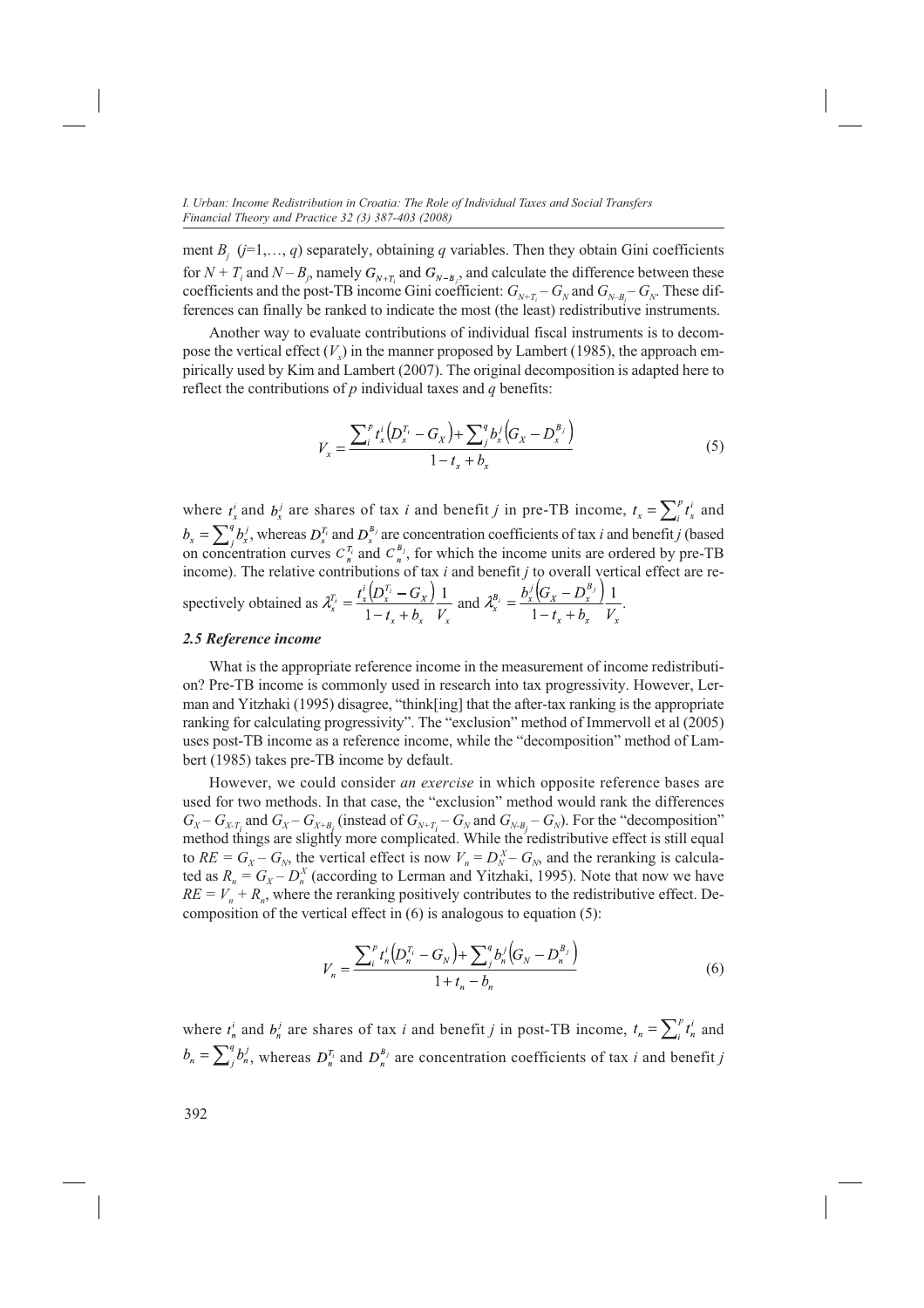ment $B_j$ ($j$=1,…, $q$) separately, obtaining $q$ variables. Then they obtain Gini coefficients for $N + T_i$ and $N – B_j$, namely $G_{N+T_i}$ and $G_{N-B_j}$, and calculate the difference between these coefficients and the post-TB income Gini coefficient: $G_{N+T_i} – G_N$ and $G_{N-B_j} – G_N$. These differences can finally be ranked to indicate the most (the least) redistributive instruments.

Another way to evaluate contributions of individual fiscal instruments is to decompose the vertical effect ($V_x$) in the manner proposed by Lambert (1985), the approach empirically used by Kim and Lambert (2007). The original decomposition is adapted here to reflect the contributions of $p$ individual taxes and $q$ benefits:

$$V_x = \frac{\sum_i^p t_x^i \left(D_x^{T_i} - G_X\right) + \sum_j^q b_x^j \left(G_X - D_x^{B_j}\right)}{1 - t_x + b_x} \tag{5}$$

where $t_x^i$ and $b_x^j$ are shares of tax $i$ and benefit $j$ in pre-TB income, $t_x = \sum_i^p t_x^i$ and $b_x = \sum_j^q b_x^j$, whereas $D_x^{T_i}$ and $D_x^{B_j}$ are concentration coefficients of tax $i$ and benefit $j$ (based on concentration curves $C_n^{T_i}$ and $C_n^{B_j}$, for which the income units are ordered by pre-TB income). The relative contributions of tax $i$ and benefit $j$ to overall vertical effect are respectively obtained as $\lambda_x^{T_i} = \frac{t_x^i \left(D_x^{T_i} - G_X\right)}{1 - t_x + b_x} \frac{1}{V_x}$ and $\lambda_x^{B_i} = \frac{b_x^j \left(G_X - D_x^{B_j}\right)}{1 - t_x + b_x} \frac{1}{V_x}$.

### *2.5 Reference income*

What is the appropriate reference income in the measurement of income redistribution? Pre-TB income is commonly used in research into tax progressivity. However, Lerman and Yitzhaki (1995) disagree, "think[ing] that the after-tax ranking is the appropriate ranking for calculating progressivity". The "exclusion" method of Immervoll et al (2005) uses post-TB income as a reference income, while the "decomposition" method of Lambert (1985) takes pre-TB income by default.

However, we could consider *an exercise* in which opposite reference bases are used for two methods. In that case, the "exclusion" method would rank the differences $G_X – G_{X-T_i}$ and $G_X – G_{X+B_j}$ (instead of $G_{N+T_i} – G_N$ and $G_{N-B_j} – G_N$). For the "decomposition" method things are slightly more complicated. While the redistributive effect is still equal to $RE = G_X – G_N$, the vertical effect is now $V_n = D_N^X – G_N$, and the reranking is calculated as $R_n = G_X – D_n^X$ (according to Lerman and Yitzhaki, 1995). Note that now we have $RE = V_n + R_n$, where the reranking positively contributes to the redistributive effect. Decomposition of the vertical effect in (6) is analogous to equation (5):

$$V_n = \frac{\sum_i^p t_n^i \left(D_n^{T_i} - G_N\right) + \sum_j^q b_n^j \left(G_N - D_n^{B_j}\right)}{1 + t_n - b_n} \tag{6}$$

where $t_n^i$ and $b_n^j$ are shares of tax $i$ and benefit $j$ in post-TB income, $t_n = \sum_i^p t_n^i$ and $b_n = \sum_j^q b_n^j$, whereas $D_n^{T_i}$ and $D_n^{B_j}$ are concentration coefficients of tax $i$ and benefit $j$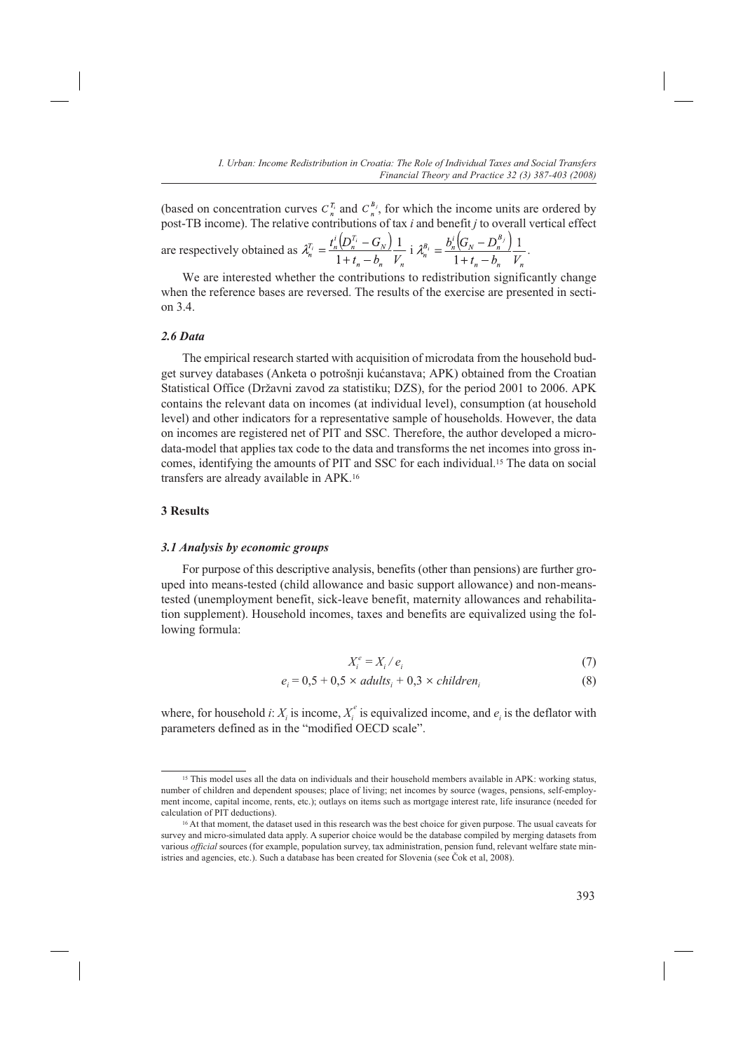(based on concentration curves $C_n^{T_i}$ and $C_n^{B_j}$, for which the income units are ordered by post-TB income). The relative contributions of tax *i* and benefit *j* to overall vertical effect are respectively obtained as $\lambda_n^{T_i} = \frac{t_n^i \left(D_n^{T_i} - G_N\right)}{1 + t_n - b_n} \frac{1}{V_n}$ i $\lambda_n^{B_j} = \frac{b_n^j \left(G_N - D_n^{B_j}\right)}{1 + t_n - b_n} \frac{1}{V_n}$.

We are interested whether the contributions to redistribution significantly change when the reference bases are reversed. The results of the exercise are presented in section 3.4.

### *2.6 Data*

The empirical research started with acquisition of microdata from the household budget survey databases (Anketa o potrošnji kućanstava; APK) obtained from the Croatian Statistical Office (Državni zavod za statistiku; DZS), for the period 2001 to 2006. APK contains the relevant data on incomes (at individual level), consumption (at household level) and other indicators for a representative sample of households. However, the data on incomes are registered net of PIT and SSC. Therefore, the author developed a microdata-model that applies tax code to the data and transforms the net incomes into gross incomes, identifying the amounts of PIT and SSC for each individual.[15] The data on social transfers are already available in APK.[16]

## 3 Results

### *3.1 Analysis by economic groups*

For purpose of this descriptive analysis, benefits (other than pensions) are further grouped into means-tested (child allowance and basic support allowance) and non-means-tested (unemployment benefit, sick-leave benefit, maternity allowances and rehabilitation supplement). Household incomes, taxes and benefits are equivalized using the following formula:

$$X_i^e = X_i / e_i \tag{7}$$

$$e_i = 0{,}5 + 0{,}5 \times adults_i + 0{,}3 \times children_i \tag{8}$$

where, for household *i*: $X_i$ is income, $X_i^e$ is equivalized income, and $e_i$ is the deflator with parameters defined as in the "modified OECD scale".

---

[15] This model uses all the data on individuals and their household members available in APK: working status, number of children and dependent spouses; place of living; net incomes by source (wages, pensions, self-employment income, capital income, rents, etc.); outlays on items such as mortgage interest rate, life insurance (needed for calculation of PIT deductions).

[16] At that moment, the dataset used in this research was the best choice for given purpose. The usual caveats for survey and micro-simulated data apply. A superior choice would be the database compiled by merging datasets from various *official* sources (for example, population survey, tax administration, pension fund, relevant welfare state ministries and agencies, etc.). Such a database has been created for Slovenia (see Čok et al, 2008).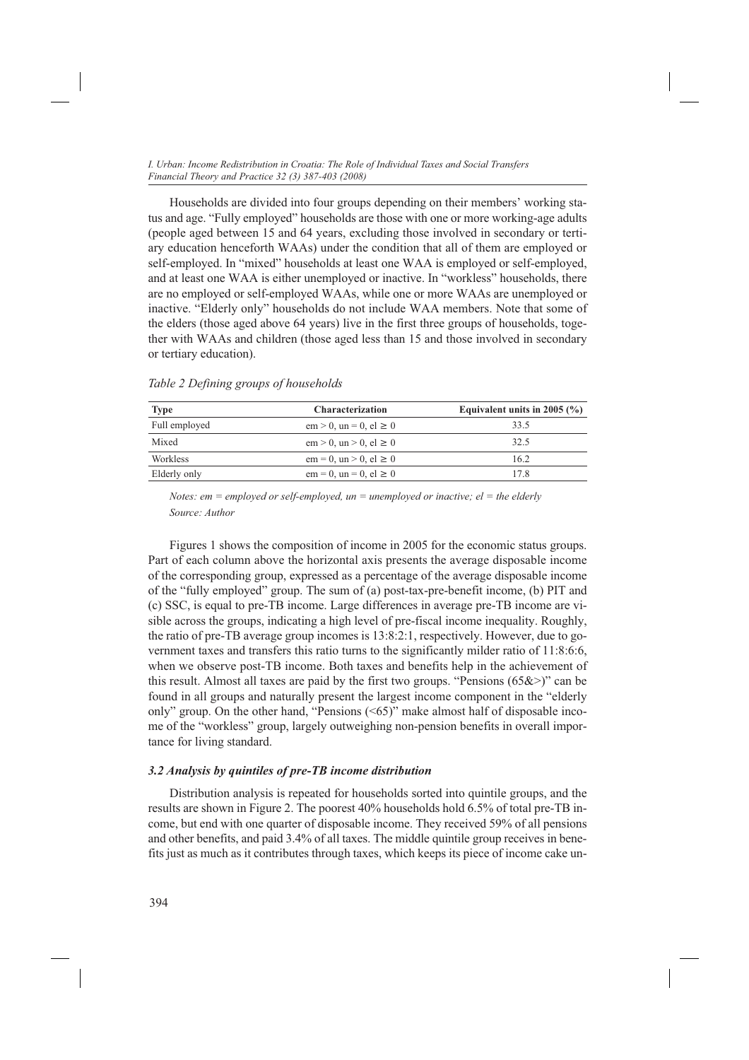Households are divided into four groups depending on their members' working status and age. "Fully employed" households are those with one or more working-age adults (people aged between 15 and 64 years, excluding those involved in secondary or tertiary education henceforth WAAs) under the condition that all of them are employed or self-employed. In "mixed" households at least one WAA is employed or self-employed, and at least one WAA is either unemployed or inactive. In "workless" households, there are no employed or self-employed WAAs, while one or more WAAs are unemployed or inactive. "Elderly only" households do not include WAA members. Note that some of the elders (those aged above 64 years) live in the first three groups of households, together with WAAs and children (those aged less than 15 and those involved in secondary or tertiary education).

*Table 2 Defining groups of households*

| Type | Characterization | Equivalent units in 2005 (%) |
|---|---|---|
| Full employed | em > 0, un = 0, el ≥ 0 | 33.5 |
| Mixed | em > 0, un > 0, el ≥ 0 | 32.5 |
| Workless | em = 0, un > 0, el ≥ 0 | 16.2 |
| Elderly only | em = 0, un = 0, el ≥ 0 | 17.8 |

*Notes: em = employed or self-employed, un = unemployed or inactive; el = the elderly*
*Source: Author*

Figures 1 shows the composition of income in 2005 for the economic status groups. Part of each column above the horizontal axis presents the average disposable income of the corresponding group, expressed as a percentage of the average disposable income of the "fully employed" group. The sum of (a) post-tax-pre-benefit income, (b) PIT and (c) SSC, is equal to pre-TB income. Large differences in average pre-TB income are visible across the groups, indicating a high level of pre-fiscal income inequality. Roughly, the ratio of pre-TB average group incomes is 13:8:2:1, respectively. However, due to government taxes and transfers this ratio turns to the significantly milder ratio of 11:8:6:6, when we observe post-TB income. Both taxes and benefits help in the achievement of this result. Almost all taxes are paid by the first two groups. "Pensions (65&>)" can be found in all groups and naturally present the largest income component in the "elderly only" group. On the other hand, "Pensions (<65)" make almost half of disposable income of the "workless" group, largely outweighing non-pension benefits in overall importance for living standard.

### *3.2 Analysis by quintiles of pre-TB income distribution*

Distribution analysis is repeated for households sorted into quintile groups, and the results are shown in Figure 2. The poorest 40% households hold 6.5% of total pre-TB income, but end with one quarter of disposable income. They received 59% of all pensions and other benefits, and paid 3.4% of all taxes. The middle quintile group receives in benefits just as much as it contributes through taxes, which keeps its piece of income cake un-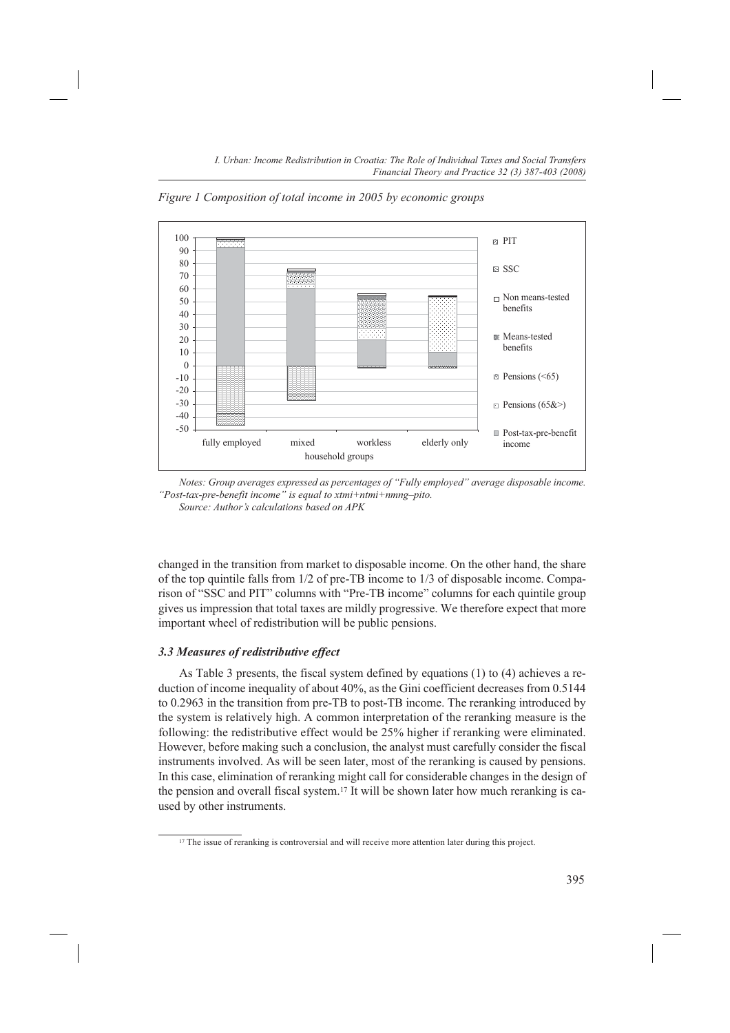*Figure 1 Composition of total income in 2005 by economic groups*

*Notes: Group averages expressed as percentages of "Fully employed" average disposable income. "Post-tax-pre-benefit income" is equal to xtmi+ntmi+nmng–pito.*

*Source: Author's calculations based on APK*

changed in the transition from market to disposable income. On the other hand, the share of the top quintile falls from 1/2 of pre-TB income to 1/3 of disposable income. Comparison of "SSC and PIT" columns with "Pre-TB income" columns for each quintile group gives us impression that total taxes are mildly progressive. We therefore expect that more important wheel of redistribution will be public pensions.

### *3.3 Measures of redistributive effect*

As Table 3 presents, the fiscal system defined by equations (1) to (4) achieves a reduction of income inequality of about 40%, as the Gini coefficient decreases from 0.5144 to 0.2963 in the transition from pre-TB to post-TB income. The reranking introduced by the system is relatively high. A common interpretation of the reranking measure is the following: the redistributive effect would be 25% higher if reranking were eliminated. However, before making such a conclusion, the analyst must carefully consider the fiscal instruments involved. As will be seen later, most of the reranking is caused by pensions. In this case, elimination of reranking might call for considerable changes in the design of the pension and overall fiscal system.[17] It will be shown later how much reranking is caused by other instruments.

[17] The issue of reranking is controversial and will receive more attention later during this project.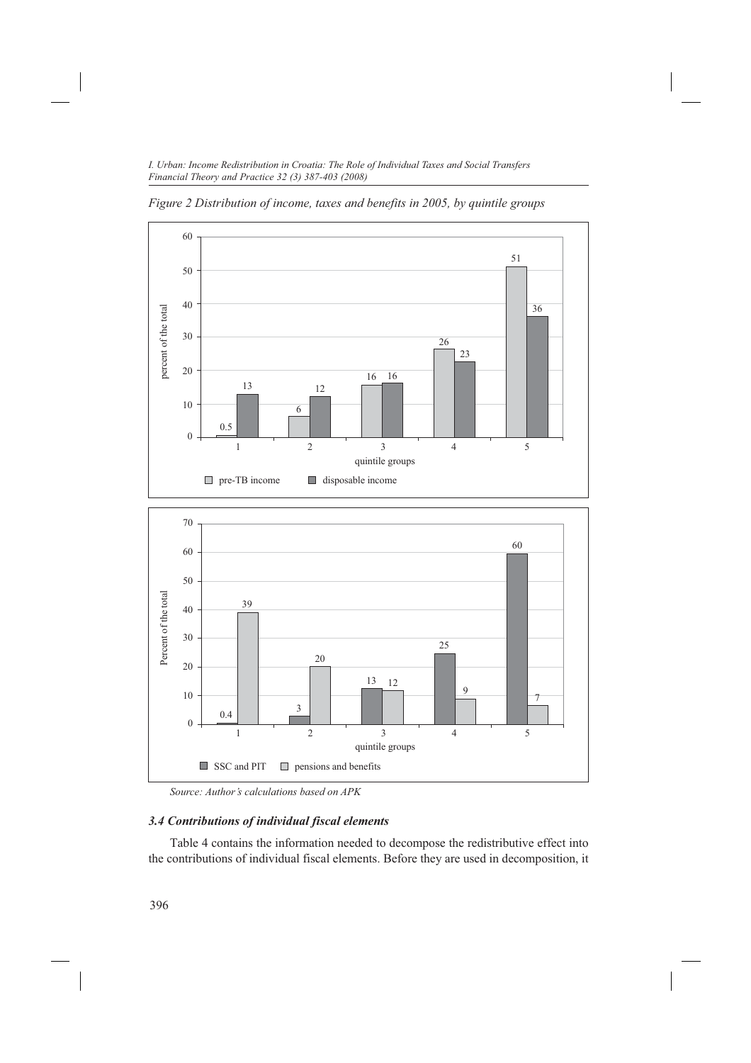*Figure 2 Distribution of income, taxes and benefits in 2005, by quintile groups*

| quintile groups | pre-TB income | disposable income |
|---|---|---|
| 1 | 0.5 | 13 |
| 2 | 6 | 12 |
| 3 | 16 | 16 |
| 4 | 26 | 23 |
| 5 | 51 | 36 |

| quintile groups | SSC and PIT | pensions and benefits |
|---|---|---|
| 1 | 0.4 | 39 |
| 2 | 3 | 20 |
| 3 | 13 | 12 |
| 4 | 25 | 9 |
| 5 | 60 | 7 |

*Source: Author's calculations based on APK*

### *3.4 Contributions of individual fiscal elements*

Table 4 contains the information needed to decompose the redistributive effect into the contributions of individual fiscal elements. Before they are used in decomposition, it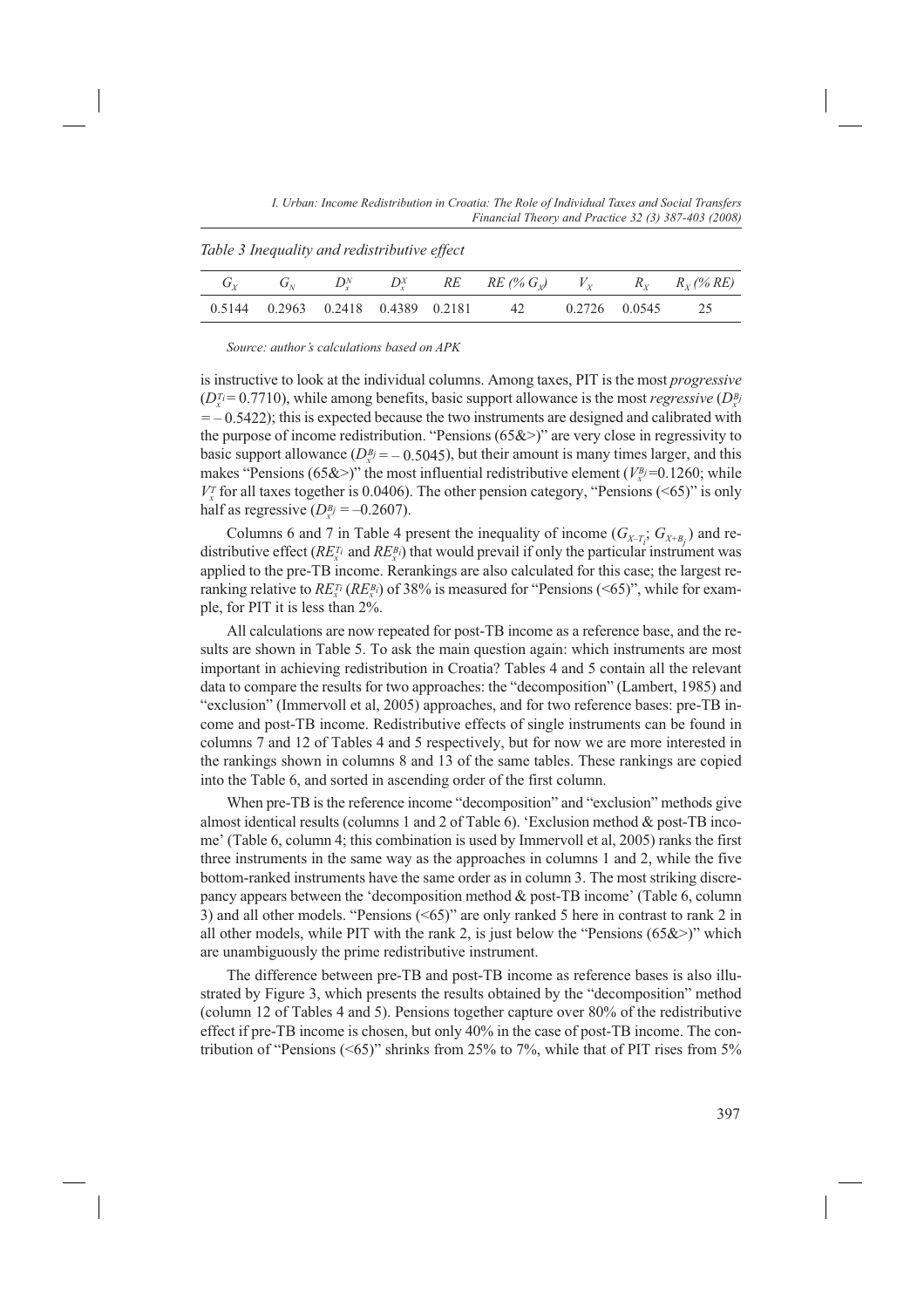*Table 3 Inequality and redistributive effect*

| $G_X$ | $G_N$ | $D_x^N$ | $D_x^X$ | $RE$ | $RE$ (% $G_X$) | $V_X$ | $R_X$ | $R_X$ (% $RE$) |
|---|---|---|---|---|---|---|---|---|
| 0.5144 | 0.2963 | 0.2418 | 0.4389 | 0.2181 | 42 | 0.2726 | 0.0545 | 25 |

*Source: author's calculations based on APK*

is instructive to look at the individual columns. Among taxes, PIT is the most *progressive* ($D_x^{T_i} = 0.7710$), while among benefits, basic support allowance is the most *regressive* ($D_x^{B_j} = -0.5422$); this is expected because the two instruments are designed and calibrated with the purpose of income redistribution. "Pensions (65&>)" are very close in regressivity to basic support allowance ($D_x^{B_j} = -0.5045$), but their amount is many times larger, and this makes "Pensions (65&>)" the most influential redistributive element ($V_x^{B_j} = 0.1260$; while $V_x^T$ for all taxes together is 0.0406). The other pension category, "Pensions (<65)" is only half as regressive ($D_x^{B_j} = -0.2607$).

Columns 6 and 7 in Table 4 present the inequality of income ($G_{X-T_i}$; $G_{X+B_j}$) and redistributive effect ($RE_x^{T_i}$ and $RE_x^{B_i}$) that would prevail if only the particular instrument was applied to the pre-TB income. Rerankings are also calculated for this case; the largest reranking relative to $RE_x^{T_i}$ ($RE_x^{B_i}$) of 38% is measured for "Pensions (<65)", while for example, for PIT it is less than 2%.

All calculations are now repeated for post-TB income as a reference base, and the results are shown in Table 5. To ask the main question again: which instruments are most important in achieving redistribution in Croatia? Tables 4 and 5 contain all the relevant data to compare the results for two approaches: the "decomposition" (Lambert, 1985) and "exclusion" (Immervoll et al, 2005) approaches, and for two reference bases: pre-TB income and post-TB income. Redistributive effects of single instruments can be found in columns 7 and 12 of Tables 4 and 5 respectively, but for now we are more interested in the rankings shown in columns 8 and 13 of the same tables. These rankings are copied into the Table 6, and sorted in ascending order of the first column.

When pre-TB is the reference income "decomposition" and "exclusion" methods give almost identical results (columns 1 and 2 of Table 6). 'Exclusion method & post-TB income' (Table 6, column 4; this combination is used by Immervoll et al, 2005) ranks the first three instruments in the same way as the approaches in columns 1 and 2, while the five bottom-ranked instruments have the same order as in column 3. The most striking discrepancy appears between the 'decomposition method & post-TB income' (Table 6, column 3) and all other models. "Pensions (<65)" are only ranked 5 here in contrast to rank 2 in all other models, while PIT with the rank 2, is just below the "Pensions (65&>)" which are unambiguously the prime redistributive instrument.

The difference between pre-TB and post-TB income as reference bases is also illustrated by Figure 3, which presents the results obtained by the "decomposition" method (column 12 of Tables 4 and 5). Pensions together capture over 80% of the redistributive effect if pre-TB income is chosen, but only 40% in the case of post-TB income. The contribution of "Pensions (<65)" shrinks from 25% to 7%, while that of PIT rises from 5%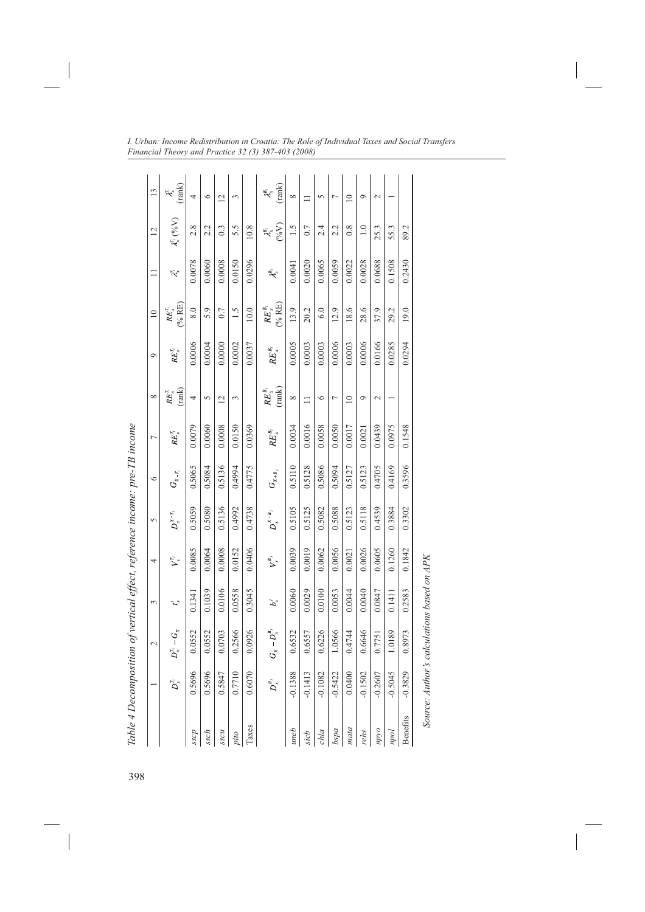Table 4 Decomposition of vertical effect, reference income: pre-TB income

| | 1 | 2 | 3 | 4 | 5 | 6 | 7 | 8 | 9 | 10 | 11 | 12 | 13 |
|---|---|---|---|---|---|---|---|---|---|---|---|---|---|
| | $D_x^{T_i}$ | $D_x^{T_i} - G_X$ | $t_x^i$ | $V_x^{T_i}$ | $D_x^{X-T_i}$ | $G_{X-T_i}$ | $RE_x^{T_i}$ | $RE_x^{T_i}$ (rank) | $RE_x^{T_i}$ | $RE_x^{T_i}$ (% RE) | $\lambda_x^{T_i}$ | $\lambda_x^{T_i}$ (%V) | $\lambda_x^{T_i}$ (rank) |
| *sscp* | 0.5696 | 0.0552 | 0.1341 | 0.0085 | 0.5059 | 0.5065 | 0.0079 | 4 | 0.0006 | 8.0 | 0.0078 | 2.8 | 4 |
| *ssch* | 0.5696 | 0.0552 | 0.1039 | 0.0064 | 0.5080 | 0.5084 | 0.0060 | 5 | 0.0004 | 5.9 | 0.0060 | 2.2 | 6 |
| *sscu* | 0.5847 | 0.0703 | 0.0106 | 0.0008 | 0.5136 | 0.5136 | 0.0008 | 12 | 0.0000 | 0.7 | 0.0008 | 0.3 | 12 |
| *pito* | 0.7710 | 0.2566 | 0.0558 | 0.0152 | 0.4992 | 0.4994 | 0.0150 | 3 | 0.0002 | 1.5 | 0.0150 | 5.5 | 3 |
| Taxes | 0.6070 | 0.0926 | 0.3045 | 0.0406 | 0.4738 | 0.4775 | 0.0369 | | 0.0037 | 10.0 | 0.0296 | 10.8 | |
| | $D_x^{B_j}$ | $G_X - D_x^{B_j}$ | $b_x^j$ | $V_x^{B_j}$ | $D_x^{X+B_j}$ | $G_{X+B_j}$ | $RE_x^{B_j}$ | $RE_x^{B_j}$ (rank) | $RE_x^{B_j}$ | $RE_x^{B_j}$ (% RE) | $\lambda_x^{B_j}$ | $\lambda_x^{B_j}$ (%V) | $\lambda_x^{B_j}$ (rank) |
| *uneb* | -0.1388 | 0.6532 | 0.0060 | 0.0039 | 0.5105 | 0.5110 | 0.0034 | 8 | 0.0005 | 13.9 | 0.0041 | 1.5 | 8 |
| *sicb* | -0.1413 | 0.6557 | 0.0029 | 0.0019 | 0.5125 | 0.5128 | 0.0016 | 11 | 0.0003 | 20.2 | 0.0020 | 0.7 | 11 |
| *chla* | -0.1082 | 0.6226 | 0.0100 | 0.0062 | 0.5082 | 0.5086 | 0.0058 | 6 | 0.0003 | 6.0 | 0.0065 | 2.4 | 5 |
| *bspa* | -0.5422 | 1.0566 | 0.0053 | 0.0056 | 0.5088 | 0.5094 | 0.0050 | 7 | 0.0006 | 12.9 | 0.0059 | 2.2 | 7 |
| *mata* | 0.0400 | 0.4744 | 0.0044 | 0.0021 | 0.5123 | 0.5127 | 0.0017 | 10 | 0.0003 | 18.6 | 0.0022 | 0.8 | 10 |
| *rehs* | -0.1502 | 0.6646 | 0.0040 | 0.0026 | 0.5118 | 0.5123 | 0.0021 | 9 | 0.0006 | 28.6 | 0.0028 | 1.0 | 9 |
| *npyo* | -0.2607 | 0.7751 | 0.0847 | 0.0605 | 0.4539 | 0.4705 | 0.0439 | 2 | 0.0166 | 37.9 | 0.0688 | 25.3 | 2 |
| *npol* | -0.5045 | 1.0189 | 0.1411 | 0.1260 | 0.3884 | 0.4169 | 0.0975 | 1 | 0.0285 | 29.2 | 0.1508 | 55.3 | 1 |
| Benefits | -0.3829 | 0.8973 | 0.2583 | 0.1842 | 0.3302 | 0.3596 | 0.1548 | | 0.0294 | 19.0 | 0.2430 | 89.2 | |

*Source: Author's calculations based on APK*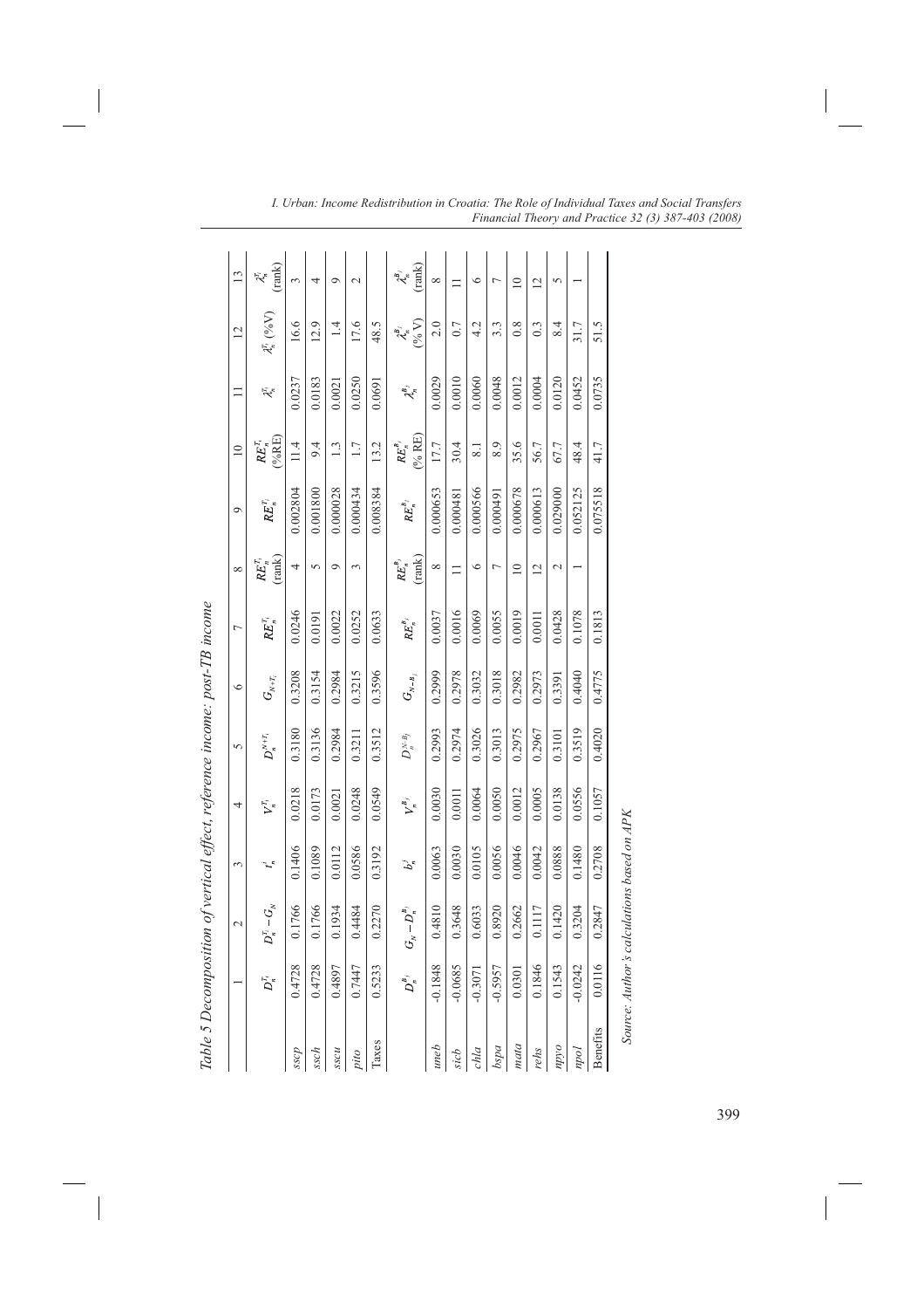*Table 5 Decomposition of vertical effect, reference income: post-TB income*

| | 1 | 2 | 3 | 4 | 5 | 6 | 7 | 8 | 9 | 10 | 11 | 12 | 13 |
|---|---|---|---|---|---|---|---|---|---|---|---|---|---|
| | $D_n^{T_i}$ | $D_n^{T_i} - G_N$ | $t_n^i$ | $V_n^{T_i}$ | $D_n^{N+T_i}$ | $G_{N+T_i}$ | $RE_n^{T_i}$ | $RE_n^{T_i}$ (rank) | $RE_n^{T_i}$ | $RE_n^{T_i}$ (%RE) | $\lambda_n^{T_i}$ | $\lambda_n^{T_i}$ (%V) | $\lambda_n^{T_i}$ (rank) |
| *sscp* | 0.4728 | 0.1766 | 0.1406 | 0.0218 | 0.3180 | 0.3208 | 0.0246 | 4 | 0.002804 | 11.4 | 0.0237 | 16.6 | 3 |
| *ssch* | 0.4728 | 0.1766 | 0.1089 | 0.0173 | 0.3136 | 0.3154 | 0.0191 | 5 | 0.001800 | 9.4 | 0.0183 | 12.9 | 4 |
| *sscu* | 0.4897 | 0.1934 | 0.0112 | 0.0021 | 0.2984 | 0.2984 | 0.0022 | 9 | 0.000028 | 1.3 | 0.0021 | 1.4 | 9 |
| *pito* | 0.7447 | 0.4484 | 0.0586 | 0.0248 | 0.3211 | 0.3215 | 0.0252 | 3 | 0.000434 | 1.7 | 0.0250 | 17.6 | 2 |
| Taxes | 0.5233 | 0.2270 | 0.3192 | 0.0549 | 0.3512 | 0.3596 | 0.0633 | | 0.008384 | 13.2 | 0.0691 | 48.5 | |
| | $D_n^{B_j}$ | $G_N - D_n^{B_j}$ | $b_n^j$ | $V_n^{B_j}$ | $D_n^{N-B_j}$ | $G_{N-B_j}$ | $RE_n^{B_j}$ | $RE_n^{B_j}$ (rank) | $RE_n^{B_j}$ | $RE_n^{B_j}$ (% RE) | $\lambda_n^{B_j}$ | $\lambda_n^{B_j}$ (% V) | $\lambda_n^{B_j}$ (rank) |
| *uneb* | -0.1848 | 0.4810 | 0.0063 | 0.0030 | 0.2993 | 0.2999 | 0.0037 | 8 | 0.000653 | 17.7 | 0.0029 | 2.0 | 8 |
| *sicb* | -0.0685 | 0.3648 | 0.0030 | 0.0011 | 0.2974 | 0.2978 | 0.0016 | 11 | 0.000481 | 30.4 | 0.0010 | 0.7 | 11 |
| *chla* | -0.3071 | 0.6033 | 0.0105 | 0.0064 | 0.3026 | 0.3032 | 0.0069 | 6 | 0.000566 | 8.1 | 0.0060 | 4.2 | 6 |
| *bspa* | -0.5957 | 0.8920 | 0.0056 | 0.0050 | 0.3013 | 0.3018 | 0.0055 | 7 | 0.000491 | 8.9 | 0.0048 | 3.3 | 7 |
| *mata* | 0.0301 | 0.2662 | 0.0046 | 0.0012 | 0.2975 | 0.2982 | 0.0019 | 10 | 0.000678 | 35.6 | 0.0012 | 0.8 | 10 |
| *rehs* | 0.1846 | 0.1117 | 0.0042 | 0.0005 | 0.2967 | 0.2973 | 0.0011 | 12 | 0.000613 | 56.7 | 0.0004 | 0.3 | 12 |
| *npyo* | 0.1543 | 0.1420 | 0.0888 | 0.0138 | 0.3101 | 0.3391 | 0.0428 | 2 | 0.029000 | 67.7 | 0.0120 | 8.4 | 5 |
| *npol* | -0.0242 | 0.3204 | 0.1480 | 0.0556 | 0.3519 | 0.4040 | 0.1078 | 1 | 0.052125 | 48.4 | 0.0452 | 31.7 | 1 |
| Benefits | 0.0116 | 0.2847 | 0.2708 | 0.1057 | 0.4020 | 0.4775 | 0.1813 | | 0.075518 | 41.7 | 0.0735 | 51.5 | |

*Source: Author's calculations based on APK*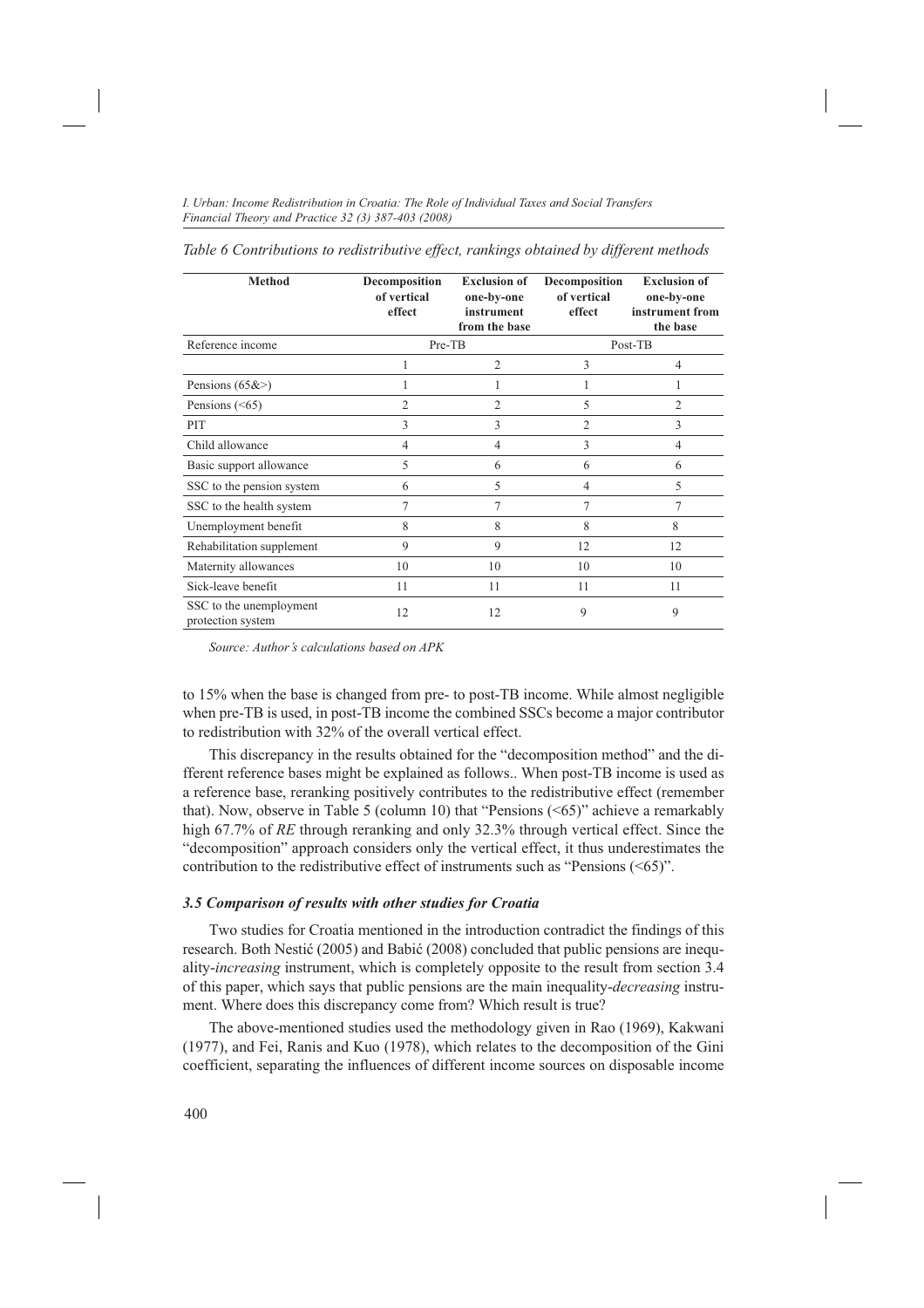*Table 6 Contributions to redistributive effect, rankings obtained by different methods*

| Method | Decomposition of vertical effect | Exclusion of one-by-one instrument from the base | Decomposition of vertical effect | Exclusion of one-by-one instrument from the base |
|---|---|---|---|---|
| Reference income | Pre-TB | | Post-TB | |
| | 1 | 2 | 3 | 4 |
| Pensions (65&>) | 1 | 1 | 1 | 1 |
| Pensions (<65) | 2 | 2 | 5 | 2 |
| PIT | 3 | 3 | 2 | 3 |
| Child allowance | 4 | 4 | 3 | 4 |
| Basic support allowance | 5 | 6 | 6 | 6 |
| SSC to the pension system | 6 | 5 | 4 | 5 |
| SSC to the health system | 7 | 7 | 7 | 7 |
| Unemployment benefit | 8 | 8 | 8 | 8 |
| Rehabilitation supplement | 9 | 9 | 12 | 12 |
| Maternity allowances | 10 | 10 | 10 | 10 |
| Sick-leave benefit | 11 | 11 | 11 | 11 |
| SSC to the unemployment protection system | 12 | 12 | 9 | 9 |

*Source: Author's calculations based on APK*

to 15% when the base is changed from pre- to post-TB income. While almost negligible when pre-TB is used, in post-TB income the combined SSCs become a major contributor to redistribution with 32% of the overall vertical effect.

This discrepancy in the results obtained for the "decomposition method" and the different reference bases might be explained as follows.. When post-TB income is used as a reference base, reranking positively contributes to the redistributive effect (remember that). Now, observe in Table 5 (column 10) that "Pensions (<65)" achieve a remarkably high 67.7% of *RE* through reranking and only 32.3% through vertical effect. Since the "decomposition" approach considers only the vertical effect, it thus underestimates the contribution to the redistributive effect of instruments such as "Pensions (<65)".

### *3.5 Comparison of results with other studies for Croatia*

Two studies for Croatia mentioned in the introduction contradict the findings of this research. Both Nestić (2005) and Babić (2008) concluded that public pensions are inequality-*increasing* instrument, which is completely opposite to the result from section 3.4 of this paper, which says that public pensions are the main inequality-*decreasing* instrument. Where does this discrepancy come from? Which result is true?

The above-mentioned studies used the methodology given in Rao (1969), Kakwani (1977), and Fei, Ranis and Kuo (1978), which relates to the decomposition of the Gini coefficient, separating the influences of different income sources on disposable income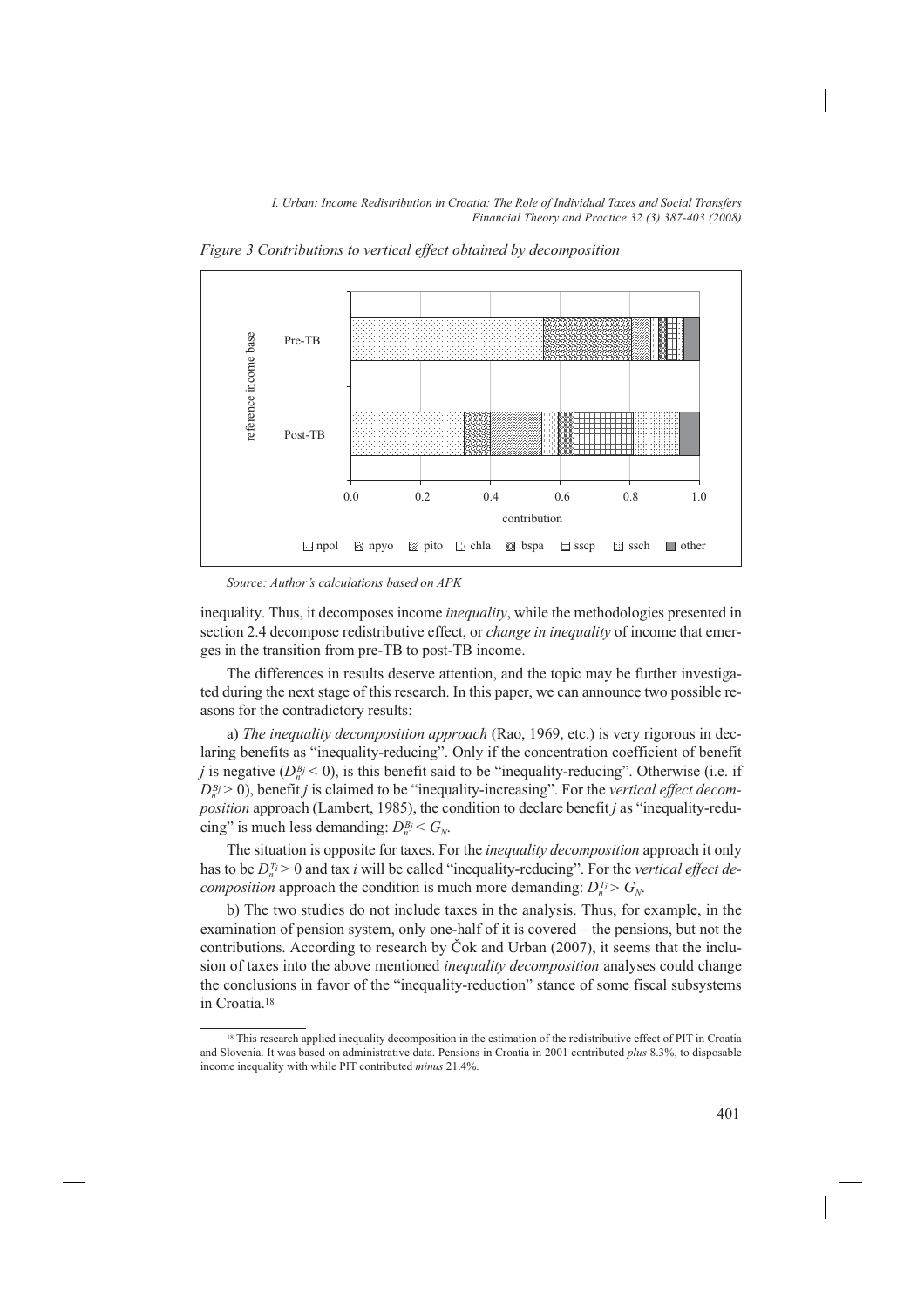*Figure 3 Contributions to vertical effect obtained by decomposition*

*Source: Author's calculations based on APK*

inequality. Thus, it decomposes income *inequality*, while the methodologies presented in section 2.4 decompose redistributive effect, or *change in inequality* of income that emerges in the transition from pre-TB to post-TB income.

The differences in results deserve attention, and the topic may be further investigated during the next stage of this research. In this paper, we can announce two possible reasons for the contradictory results:

a) *The inequality decomposition approach* (Rao, 1969, etc.) is very rigorous in declaring benefits as "inequality-reducing". Only if the concentration coefficient of benefit *j* is negative ($D_n^{B_j} < 0$), is this benefit said to be "inequality-reducing". Otherwise (i.e. if $D_n^{B_j} > 0$), benefit *j* is claimed to be "inequality-increasing". For the *vertical effect decomposition* approach (Lambert, 1985), the condition to declare benefit *j* as "inequality-reducing" is much less demanding: $D_n^{B_j} < G_N$.

The situation is opposite for taxes. For the *inequality decomposition* approach it only has to be $D_n^{T_i} > 0$ and tax *i* will be called "inequality-reducing". For the *vertical effect decomposition* approach the condition is much more demanding: $D_n^{T_i} > G_N$.

b) The two studies do not include taxes in the analysis. Thus, for example, in the examination of pension system, only one-half of it is covered – the pensions, but not the contributions. According to research by Čok and Urban (2007), it seems that the inclusion of taxes into the above mentioned *inequality decomposition* analyses could change the conclusions in favor of the "inequality-reduction" stance of some fiscal subsystems in Croatia.[18]

[18] This research applied inequality decomposition in the estimation of the redistributive effect of PIT in Croatia and Slovenia. It was based on administrative data. Pensions in Croatia in 2001 contributed *plus* 8.3%, to disposable income inequality with while PIT contributed *minus* 21.4%.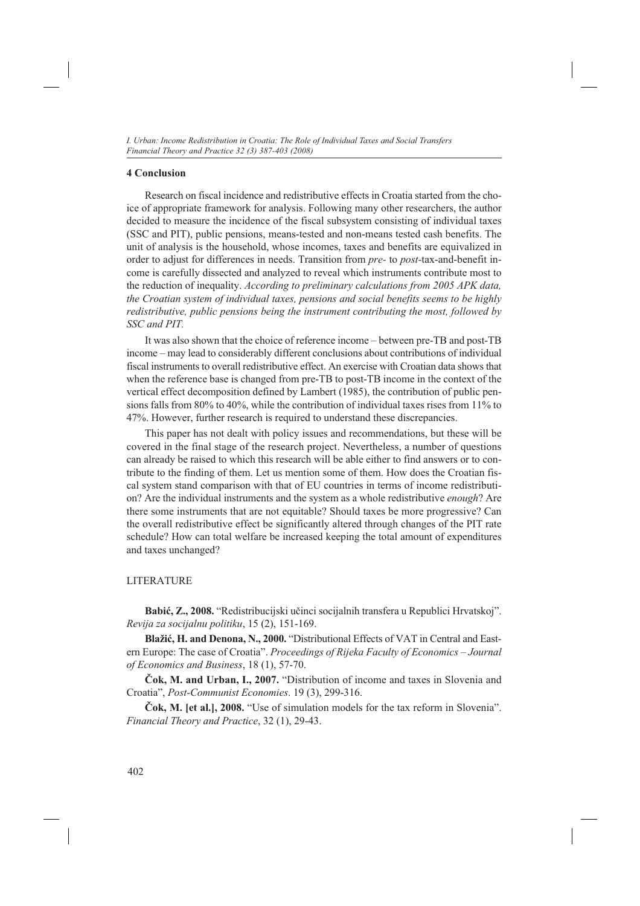## 4 Conclusion

Research on fiscal incidence and redistributive effects in Croatia started from the choice of appropriate framework for analysis. Following many other researchers, the author decided to measure the incidence of the fiscal subsystem consisting of individual taxes (SSC and PIT), public pensions, means-tested and non-means tested cash benefits. The unit of analysis is the household, whose incomes, taxes and benefits are equivalized in order to adjust for differences in needs. Transition from *pre-* to *post*-tax-and-benefit income is carefully dissected and analyzed to reveal which instruments contribute most to the reduction of inequality. *According to preliminary calculations from 2005 APK data, the Croatian system of individual taxes, pensions and social benefits seems to be highly redistributive, public pensions being the instrument contributing the most, followed by SSC and PIT.*

It was also shown that the choice of reference income – between pre-TB and post-TB income – may lead to considerably different conclusions about contributions of individual fiscal instruments to overall redistributive effect. An exercise with Croatian data shows that when the reference base is changed from pre-TB to post-TB income in the context of the vertical effect decomposition defined by Lambert (1985), the contribution of public pensions falls from 80% to 40%, while the contribution of individual taxes rises from 11% to 47%. However, further research is required to understand these discrepancies.

This paper has not dealt with policy issues and recommendations, but these will be covered in the final stage of the research project. Nevertheless, a number of questions can already be raised to which this research will be able either to find answers or to contribute to the finding of them. Let us mention some of them. How does the Croatian fiscal system stand comparison with that of EU countries in terms of income redistribution? Are the individual instruments and the system as a whole redistributive *enough*? Are there some instruments that are not equitable? Should taxes be more progressive? Can the overall redistributive effect be significantly altered through changes of the PIT rate schedule? How can total welfare be increased keeping the total amount of expenditures and taxes unchanged?

## LITERATURE

**Babić, Z., 2008.** "Redistribucijski učinci socijalnih transfera u Republici Hrvatskoj". *Revija za socijalnu politiku*, 15 (2), 151-169.

**Blažić, H. and Denona, N., 2000.** "Distributional Effects of VAT in Central and Eastern Europe: The case of Croatia". *Proceedings of Rijeka Faculty of Economics – Journal of Economics and Business*, 18 (1), 57-70.

**Čok, M. and Urban, I., 2007.** "Distribution of income and taxes in Slovenia and Croatia", *Post-Communist Economies*. 19 (3), 299-316.

**Čok, M. [et al.], 2008.** "Use of simulation models for the tax reform in Slovenia". *Financial Theory and Practice*, 32 (1), 29-43.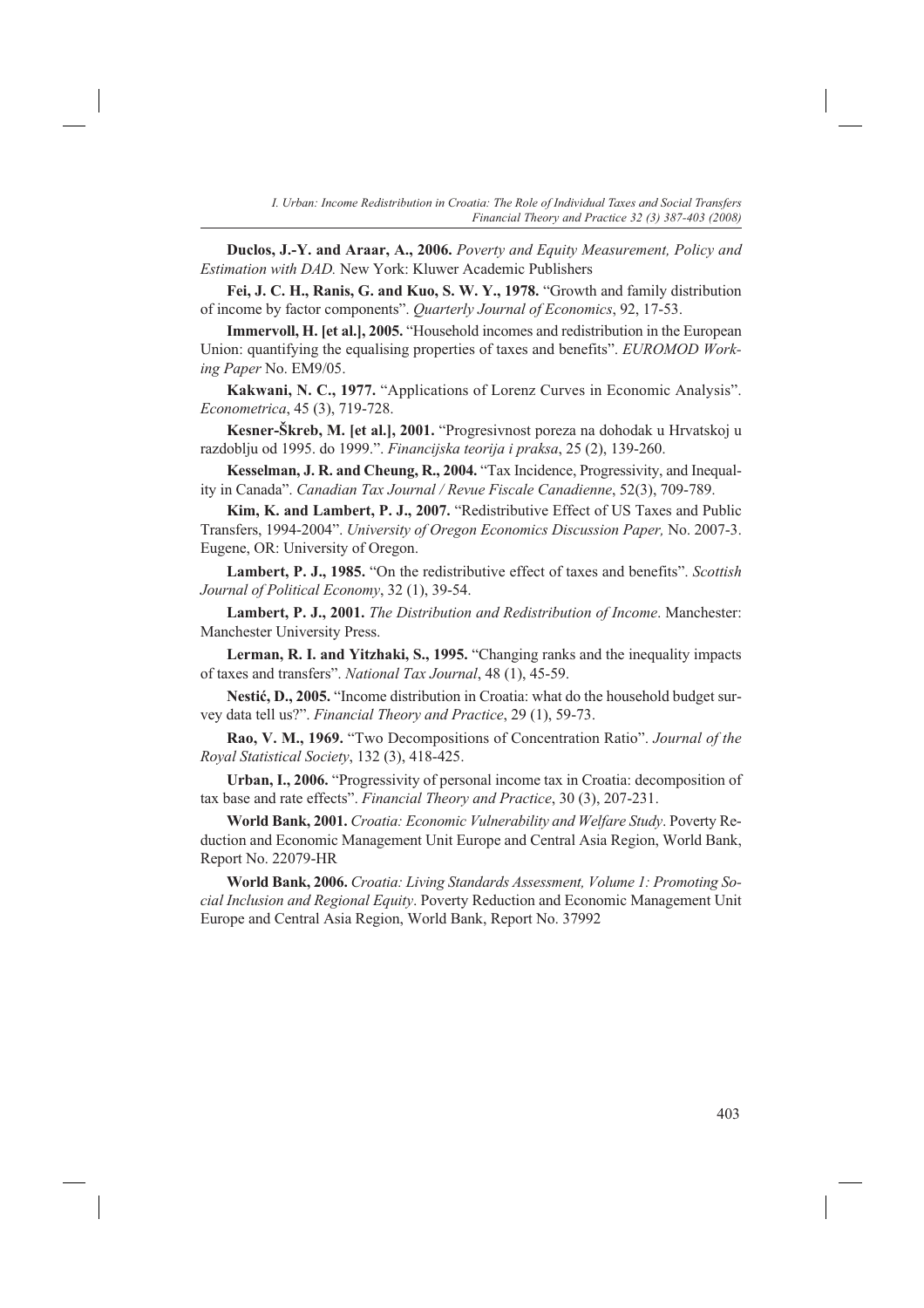**Duclos, J.-Y. and Araar, A., 2006.** *Poverty and Equity Measurement, Policy and Estimation with DAD.* New York: Kluwer Academic Publishers

**Fei, J. C. H., Ranis, G. and Kuo, S. W. Y., 1978.** "Growth and family distribution of income by factor components". *Quarterly Journal of Economics*, 92, 17-53.

**Immervoll, H. [et al.], 2005.** "Household incomes and redistribution in the European Union: quantifying the equalising properties of taxes and benefits". *EUROMOD Working Paper* No. EM9/05.

**Kakwani, N. C., 1977.** "Applications of Lorenz Curves in Economic Analysis". *Econometrica*, 45 (3), 719-728.

**Kesner-Škreb, M. [et al.], 2001.** "Progresivnost poreza na dohodak u Hrvatskoj u razdoblju od 1995. do 1999.". *Financijska teorija i praksa*, 25 (2), 139-260.

**Kesselman, J. R. and Cheung, R., 2004.** "Tax Incidence, Progressivity, and Inequality in Canada". *Canadian Tax Journal / Revue Fiscale Canadienne*, 52(3), 709-789.

**Kim, K. and Lambert, P. J., 2007.** "Redistributive Effect of US Taxes and Public Transfers, 1994-2004". *University of Oregon Economics Discussion Paper,* No. 2007-3. Eugene, OR: University of Oregon.

**Lambert, P. J., 1985.** "On the redistributive effect of taxes and benefits". *Scottish Journal of Political Economy*, 32 (1), 39-54.

**Lambert, P. J., 2001.** *The Distribution and Redistribution of Income*. Manchester: Manchester University Press.

**Lerman, R. I. and Yitzhaki, S., 1995.** "Changing ranks and the inequality impacts of taxes and transfers". *National Tax Journal*, 48 (1), 45-59.

**Nestić, D., 2005.** "Income distribution in Croatia: what do the household budget survey data tell us?". *Financial Theory and Practice*, 29 (1), 59-73.

**Rao, V. M., 1969.** "Two Decompositions of Concentration Ratio". *Journal of the Royal Statistical Society*, 132 (3), 418-425.

**Urban, I., 2006.** "Progressivity of personal income tax in Croatia: decomposition of tax base and rate effects". *Financial Theory and Practice*, 30 (3), 207-231.

**World Bank, 2001.** *Croatia: Economic Vulnerability and Welfare Study*. Poverty Reduction and Economic Management Unit Europe and Central Asia Region, World Bank, Report No. 22079-HR

**World Bank, 2006.** *Croatia: Living Standards Assessment, Volume 1: Promoting Social Inclusion and Regional Equity*. Poverty Reduction and Economic Management Unit Europe and Central Asia Region, World Bank, Report No. 37992